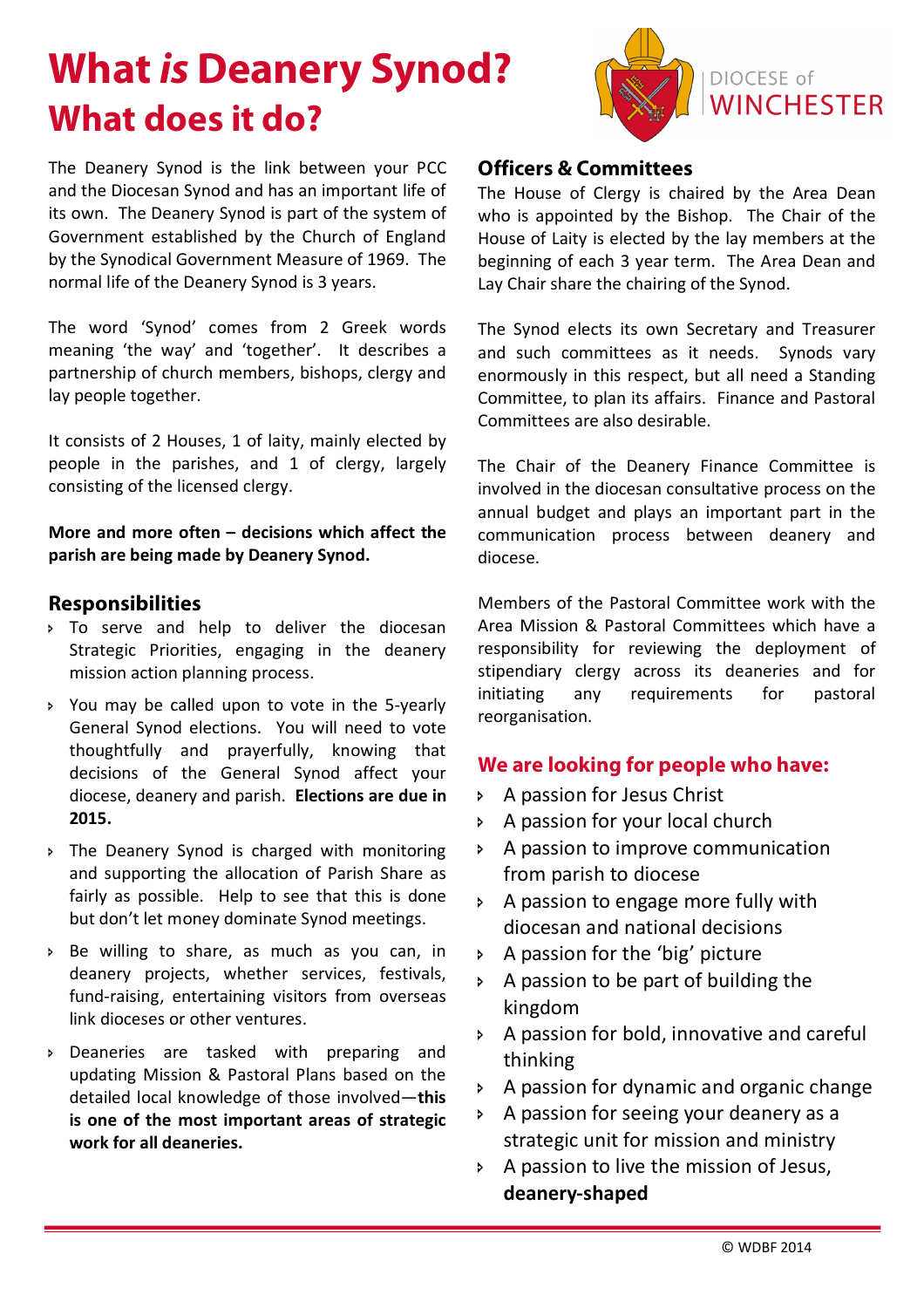# What *is* Deanery Synod?

## What does it do?

DIOCESE of WINCHESTER

The Deanery Synod is the link between your PCC and the Diocesan Synod and has an important life of its own. The Deanery Synod is part of the system of Government established by the Church of England by the Synodical Government Measure of 1969. The normal life of the Deanery Synod is 3 years.

The word 'Synod' comes from 2 Greek words meaning 'the way' and 'together'. It describes a partnership of church members, bishops, clergy and lay people together.

It consists of 2 Houses, 1 of laity, mainly elected by people in the parishes, and 1 of clergy, largely consisting of the licensed clergy.

**More and more often – decisions which affect the parish are being made by Deanery Synod.**

### Responsibilities

- To serve and help to deliver the diocesan Strategic Priorities, engaging in the deanery mission action planning process.
- You may be called upon to vote in the 5-yearly General Synod elections. You will need to vote thoughtfully and prayerfully, knowing that decisions of the General Synod affect your diocese, deanery and parish. **Elections are due in 2015.**
- The Deanery Synod is charged with monitoring and supporting the allocation of Parish Share as fairly as possible. Help to see that this is done but don't let money dominate Synod meetings.
- Be willing to share, as much as you can, in deanery projects, whether services, festivals, fund-raising, entertaining visitors from overseas link dioceses or other ventures.
- Deaneries are tasked with preparing and updating Mission & Pastoral Plans based on the detailed local knowledge of those involved—**this is one of the most important areas of strategic work for all deaneries.**

### Officers & Committees

The House of Clergy is chaired by the Area Dean who is appointed by the Bishop. The Chair of the House of Laity is elected by the lay members at the beginning of each 3 year term. The Area Dean and Lay Chair share the chairing of the Synod.

The Synod elects its own Secretary and Treasurer and such committees as it needs. Synods vary enormously in this respect, but all need a Standing Committee, to plan its affairs. Finance and Pastoral Committees are also desirable.

The Chair of the Deanery Finance Committee is involved in the diocesan consultative process on the annual budget and plays an important part in the communication process between deanery and diocese.

Members of the Pastoral Committee work with the Area Mission & Pastoral Committees which have a responsibility for reviewing the deployment of stipendiary clergy across its deaneries and for initiating any requirements for pastoral reorganisation.

### We are looking for people who have:

- A passion for Jesus Christ
- A passion for your local church
- A passion to improve communication from parish to diocese
- A passion to engage more fully with diocesan and national decisions
- A passion for the 'big' picture
- A passion to be part of building the kingdom
- A passion for bold, innovative and careful thinking
- A passion for dynamic and organic change
- A passion for seeing your deanery as a strategic unit for mission and ministry
- A passion to live the mission of Jesus, **deanery-shaped**

© WDBF 2014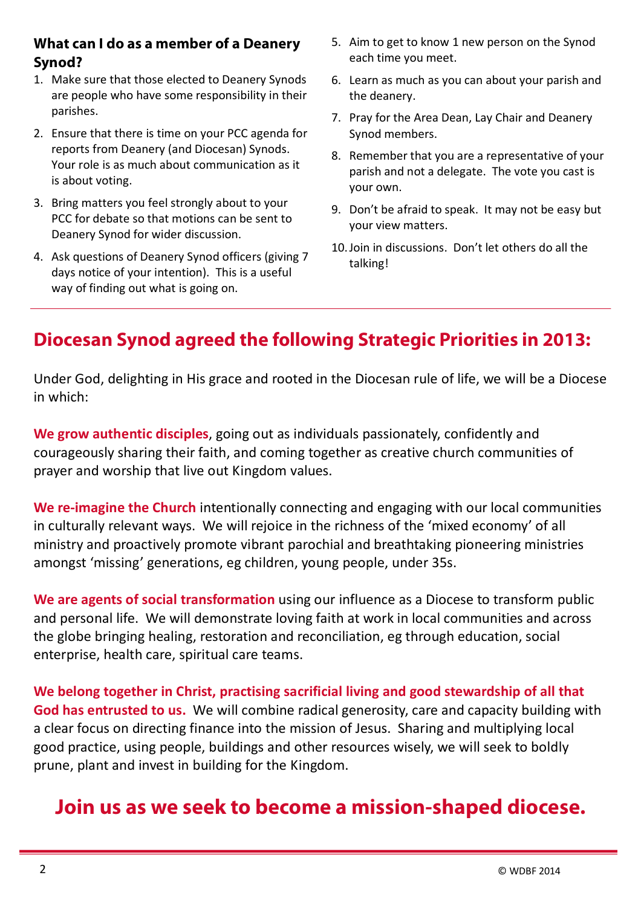### What can I do as a member of a Deanery Synod?

1. Make sure that those elected to Deanery Synods are people who have some responsibility in their parishes.
2. Ensure that there is time on your PCC agenda for reports from Deanery (and Diocesan) Synods. Your role is as much about communication as it is about voting.
3. Bring matters you feel strongly about to your PCC for debate so that motions can be sent to Deanery Synod for wider discussion.
4. Ask questions of Deanery Synod officers (giving 7 days notice of your intention). This is a useful way of finding out what is going on.
5. Aim to get to know 1 new person on the Synod each time you meet.
6. Learn as much as you can about your parish and the deanery.
7. Pray for the Area Dean, Lay Chair and Deanery Synod members.
8. Remember that you are a representative of your parish and not a delegate. The vote you cast is your own.
9. Don't be afraid to speak. It may not be easy but your view matters.
10. Join in discussions. Don't let others do all the talking!

## Diocesan Synod agreed the following Strategic Priorities in 2013:

Under God, delighting in His grace and rooted in the Diocesan rule of life, we will be a Diocese in which:

**We grow authentic disciples**, going out as individuals passionately, confidently and courageously sharing their faith, and coming together as creative church communities of prayer and worship that live out Kingdom values.

**We re-imagine the Church** intentionally connecting and engaging with our local communities in culturally relevant ways. We will rejoice in the richness of the 'mixed economy' of all ministry and proactively promote vibrant parochial and breathtaking pioneering ministries amongst 'missing' generations, eg children, young people, under 35s.

**We are agents of social transformation** using our influence as a Diocese to transform public and personal life. We will demonstrate loving faith at work in local communities and across the globe bringing healing, restoration and reconciliation, eg through education, social enterprise, health care, spiritual care teams.

**We belong together in Christ, practising sacrificial living and good stewardship of all that God has entrusted to us.** We will combine radical generosity, care and capacity building with a clear focus on directing finance into the mission of Jesus. Sharing and multiplying local good practice, using people, buildings and other resources wisely, we will seek to boldly prune, plant and invest in building for the Kingdom.

## Join us as we seek to become a mission-shaped diocese.

© WDBF 2014